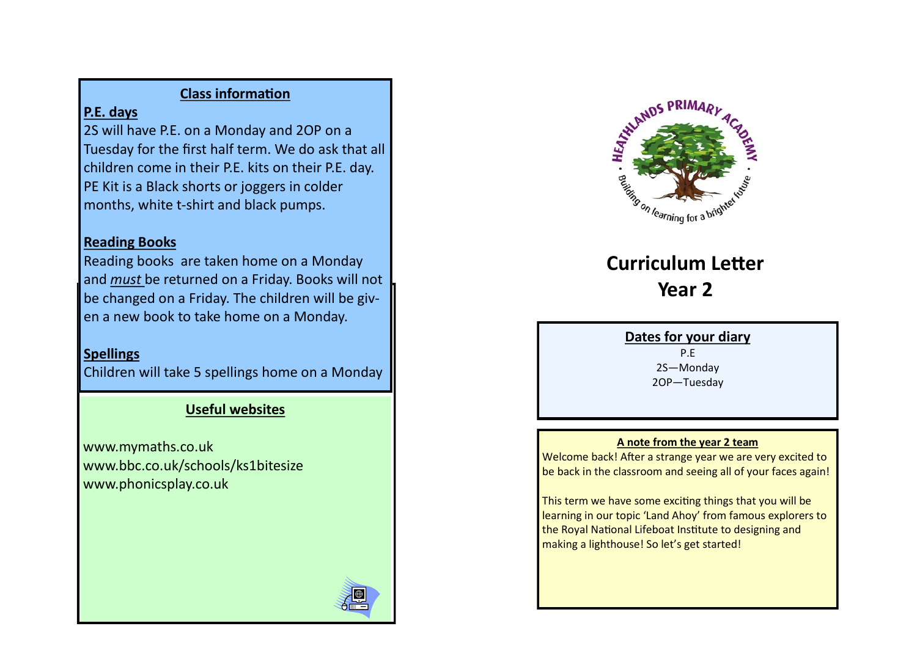## Class information

### P.E. days

2S will have P.E. on a Monday and 2OP on a Tuesday for the first half term. We do ask that all children come in their P.E. kits on their P.E. day. PE Kit is a Black shorts or joggers in colder months, white t-shirt and black pumps.

### Reading Books

Reading books are taken home on a Monday and *must* be returned on a Friday. Books will not be changed on a Friday. The children will be given a new book to take home on a Monday.

### Spellings

Children will take 5 spellings home on a Monday

## Useful websites

www.mymaths.co.uk
www.bbc.co.uk/schools/ks1bitesize
www.phonicsplay.co.uk

HEATHLANDS PRIMARY ACADEMY
Building on learning for a brighter future

# Curriculum Letter
# Year 2

## Dates for your diary

P.E
2S—Monday
2OP—Tuesday

## A note from the year 2 team

Welcome back! After a strange year we are very excited to be back in the classroom and seeing all of your faces again!

This term we have some exciting things that you will be learning in our topic 'Land Ahoy' from famous explorers to the Royal National Lifeboat Institute to designing and making a lighthouse! So let's get started!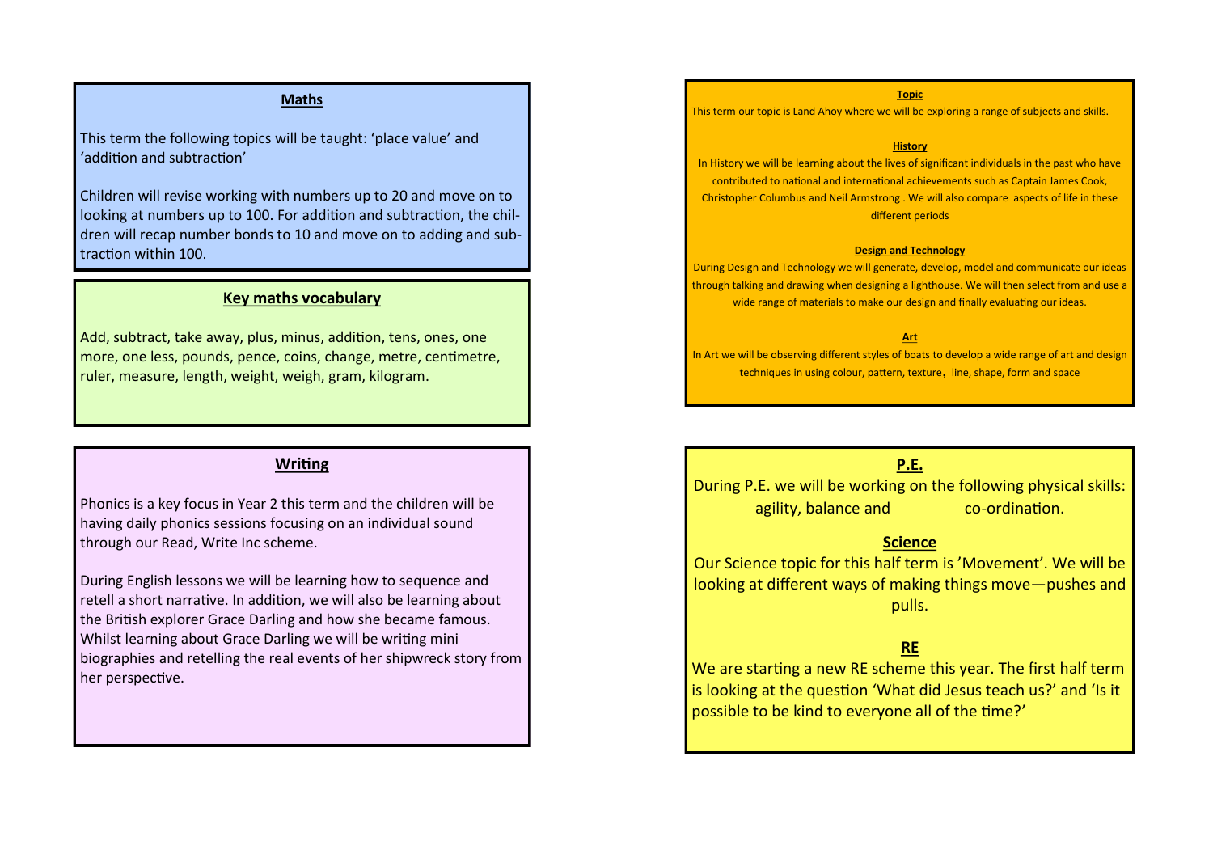## Maths

This term the following topics will be taught: 'place value' and 'addition and subtraction'

Children will revise working with numbers up to 20 and move on to looking at numbers up to 100. For addition and subtraction, the children will recap number bonds to 10 and move on to adding and subtraction within 100.

## Key maths vocabulary

Add, subtract, take away, plus, minus, addition, tens, ones, one more, one less, pounds, pence, coins, change, metre, centimetre, ruler, measure, length, weight, weigh, gram, kilogram.

## Writing

Phonics is a key focus in Year 2 this term and the children will be having daily phonics sessions focusing on an individual sound through our Read, Write Inc scheme.

During English lessons we will be learning how to sequence and retell a short narrative. In addition, we will also be learning about the British explorer Grace Darling and how she became famous. Whilst learning about Grace Darling we will be writing mini biographies and retelling the real events of her shipwreck story from her perspective.

## Topic

This term our topic is Land Ahoy where we will be exploring a range of subjects and skills.

### History

In History we will be learning about the lives of significant individuals in the past who have contributed to national and international achievements such as Captain James Cook, Christopher Columbus and Neil Armstrong . We will also compare aspects of life in these different periods

### Design and Technology

During Design and Technology we will generate, develop, model and communicate our ideas through talking and drawing when designing a lighthouse. We will then select from and use a wide range of materials to make our design and finally evaluating our ideas.

### Art

In Art we will be observing different styles of boats to develop a wide range of art and design techniques in using colour, pattern, texture, line, shape, form and space

## P.E.

During P.E. we will be working on the following physical skills: agility, balance and co-ordination.

## Science

Our Science topic for this half term is 'Movement'. We will be looking at different ways of making things move—pushes and pulls.

## RE

We are starting a new RE scheme this year. The first half term is looking at the question 'What did Jesus teach us?' and 'Is it possible to be kind to everyone all of the time?'